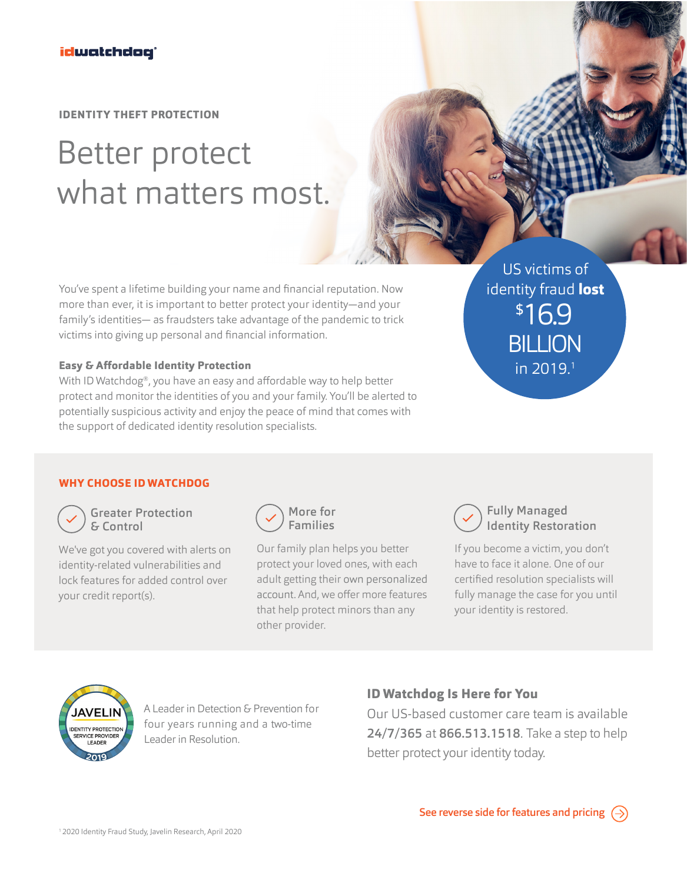idwatchdog®

IDENTITY THEFT PROTECTION

# Better protect what matters most.

You've spent a lifetime building your name and financial reputation. Now more than ever, it is important to better protect your identity—and your family's identities— as fraudsters take advantage of the pandemic to trick victims into giving up personal and financial information.

US victims of identity fraud **lost** $16.9 BILLION in 2019.[1]

### Easy & Affordable Identity Protection

With ID Watchdog®, you have an easy and affordable way to help better protect and monitor the identities of you and your family. You'll be alerted to potentially suspicious activity and enjoy the peace of mind that comes with the support of dedicated identity resolution specialists.

## WHY CHOOSE ID WATCHDOG

### Greater Protection & Control

We've got you covered with alerts on identity-related vulnerabilities and lock features for added control over your credit report(s).

### More for Families

Our family plan helps you better protect your loved ones, with each adult getting their own personalized account. And, we offer more features that help protect minors than any other provider.

### Fully Managed Identity Restoration

If you become a victim, you don't have to face it alone. One of our certified resolution specialists will fully manage the case for you until your identity is restored.

JAVELIN IDENTITY PROTECTION SERVICE PROVIDER LEADER 2019

A Leader in Detection & Prevention for four years running and a two-time Leader in Resolution.

### ID Watchdog Is Here for You

Our US-based customer care team is available **24/7/365** at **866.513.1518**. Take a step to help better protect your identity today.

See reverse side for features and pricing

[1] 2020 Identity Fraud Study, Javelin Research, April 2020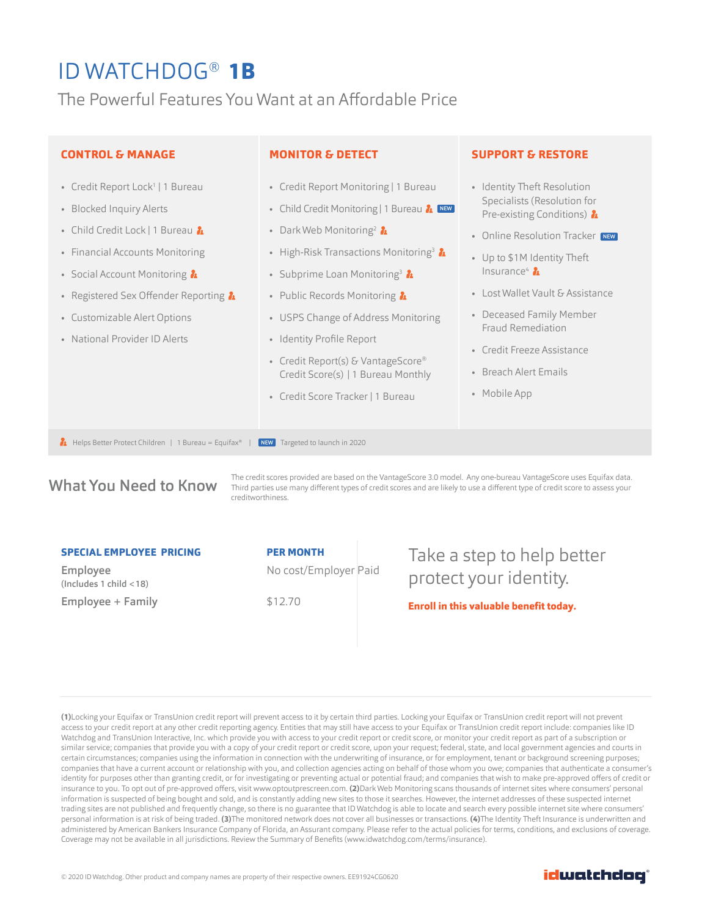# ID WATCHDOG® 1B

## The Powerful Features You Want at an Affordable Price

### CONTROL & MANAGE

- Credit Report Lock[1] | 1 Bureau
- Blocked Inquiry Alerts
- Child Credit Lock | 1 Bureau 
- Financial Accounts Monitoring
- Social Account Monitoring 
- Registered Sex Offender Reporting 
- Customizable Alert Options
- National Provider ID Alerts

### MONITOR & DETECT

- Credit Report Monitoring | 1 Bureau
- Child Credit Monitoring | 1 Bureau  NEW
- Dark Web Monitoring[2] 
- High-Risk Transactions Monitoring[3] 
- Subprime Loan Monitoring[3] 
- Public Records Monitoring 
- USPS Change of Address Monitoring
- Identity Profile Report
- Credit Report(s) & VantageScore® Credit Score(s) | 1 Bureau Monthly
- Credit Score Tracker | 1 Bureau

### SUPPORT & RESTORE

- Identity Theft Resolution Specialists (Resolution for Pre-existing Conditions) 
- Online Resolution Tracker NEW
- Up to $1M Identity Theft Insurance[4] 
- Lost Wallet Vault & Assistance
- Deceased Family Member Fraud Remediation
- Credit Freeze Assistance
- Breach Alert Emails
- Mobile App

Helps Better Protect Children | 1 Bureau = Equifax® | NEW Targeted to launch in 2020

## What You Need to Know

The credit scores provided are based on the VantageScore 3.0 model. Any one-bureau VantageScore uses Equifax data. Third parties use many different types of credit scores and are likely to use a different type of credit score to assess your creditworthiness.

| SPECIAL EMPLOYEE PRICING | PER MONTH |
| --- | --- |
| Employee (Includes 1 child < 18) | No cost/Employer Paid |
| Employee + Family | $12.70 |

Take a step to help better protect your identity.

**Enroll in this valuable benefit today.**

**(1)**Locking your Equifax or TransUnion credit report will prevent access to it by certain third parties. Locking your Equifax or TransUnion credit report will not prevent access to your credit report at any other credit reporting agency. Entities that may still have access to your Equifax or TransUnion credit report include: companies like ID Watchdog and TransUnion Interactive, Inc. which provide you with access to your credit report or credit score, or monitor your credit report as part of a subscription or similar service; companies that provide you with a copy of your credit report or credit score, upon your request; federal, state, and local government agencies and courts in certain circumstances; companies using the information in connection with the underwriting of insurance, or for employment, tenant or background screening purposes; companies that have a current account or relationship with you, and collection agencies acting on behalf of those whom you owe; companies that authenticate a consumer's identity for purposes other than granting credit, or for investigating or preventing actual or potential fraud; and companies that wish to make pre-approved offers of credit or insurance to you. To opt out of pre-approved offers, visit www.optoutprescreen.com. **(2)**Dark Web Monitoring scans thousands of internet sites where consumers' personal information is suspected of being bought and sold, and is constantly adding new sites to those it searches. However, the internet addresses of these suspected internet trading sites are not published and frequently change, so there is no guarantee that ID Watchdog is able to locate and search every possible internet site where consumers' personal information is at risk of being traded. **(3)**The monitored network does not cover all businesses or transactions. **(4)**The Identity Theft Insurance is underwritten and administered by American Bankers Insurance Company of Florida, an Assurant company. Please refer to the actual policies for terms, conditions, and exclusions of coverage. Coverage may not be available in all jurisdictions. Review the Summary of Benefits (www.idwatchdog.com/terms/insurance).

© 2020 ID Watchdog. Other product and company names are property of their respective owners. EE91924CG0620

idwatchdog®